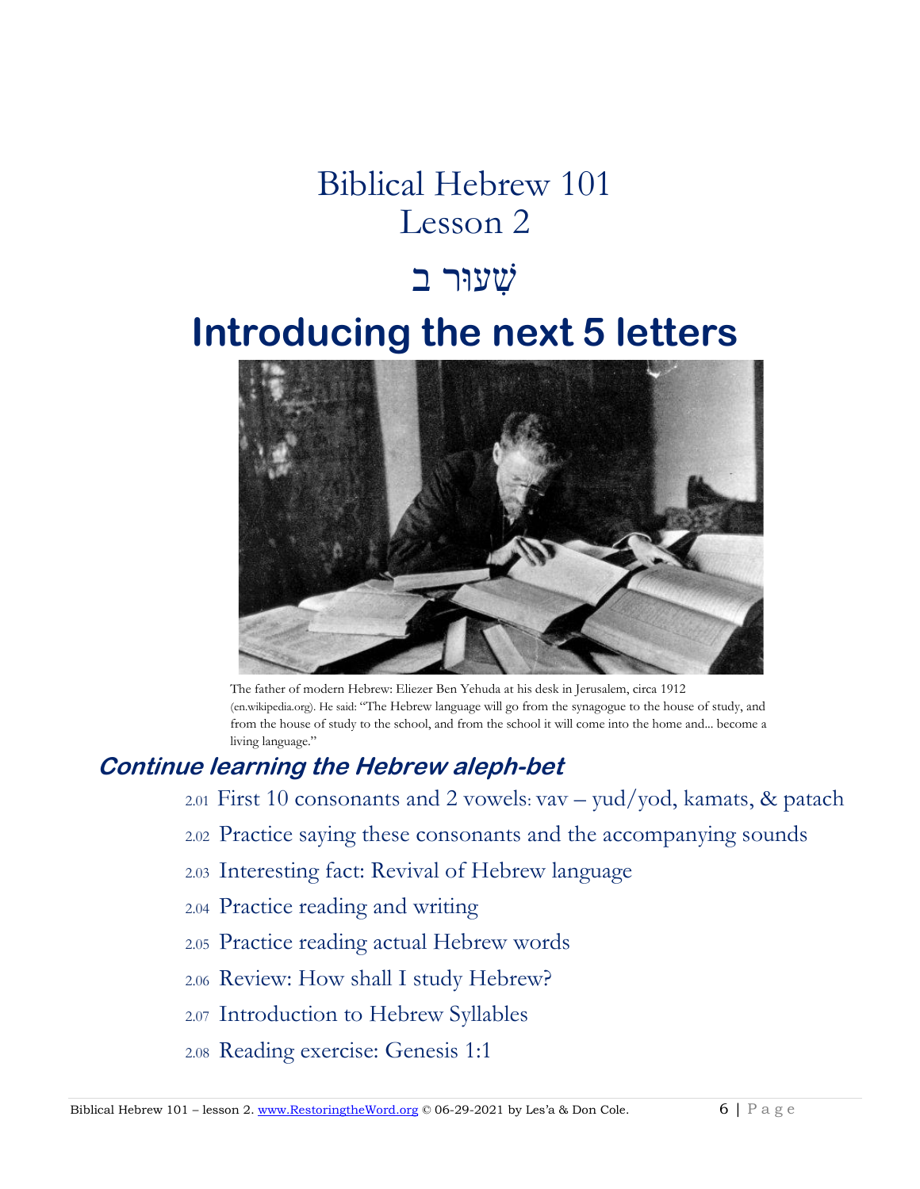# Biblical Hebrew 101
# Lesson 2

# שִׁעוּר ב

# Introducing the next 5 letters

The father of modern Hebrew: Eliezer Ben Yehuda at his desk in Jerusalem, circa 1912 (en.wikipedia.org). He said: "The Hebrew language will go from the synagogue to the house of study, and from the house of study to the school, and from the school it will come into the home and... become a living language."

## *Continue learning the Hebrew aleph-bet*

2.01 First 10 consonants and 2 vowels: vav – yud/yod, kamats, & patach

2.02 Practice saying these consonants and the accompanying sounds

2.03 Interesting fact: Revival of Hebrew language

2.04 Practice reading and writing

2.05 Practice reading actual Hebrew words

2.06 Review: How shall I study Hebrew?

2.07 Introduction to Hebrew Syllables

2.08 Reading exercise: Genesis 1:1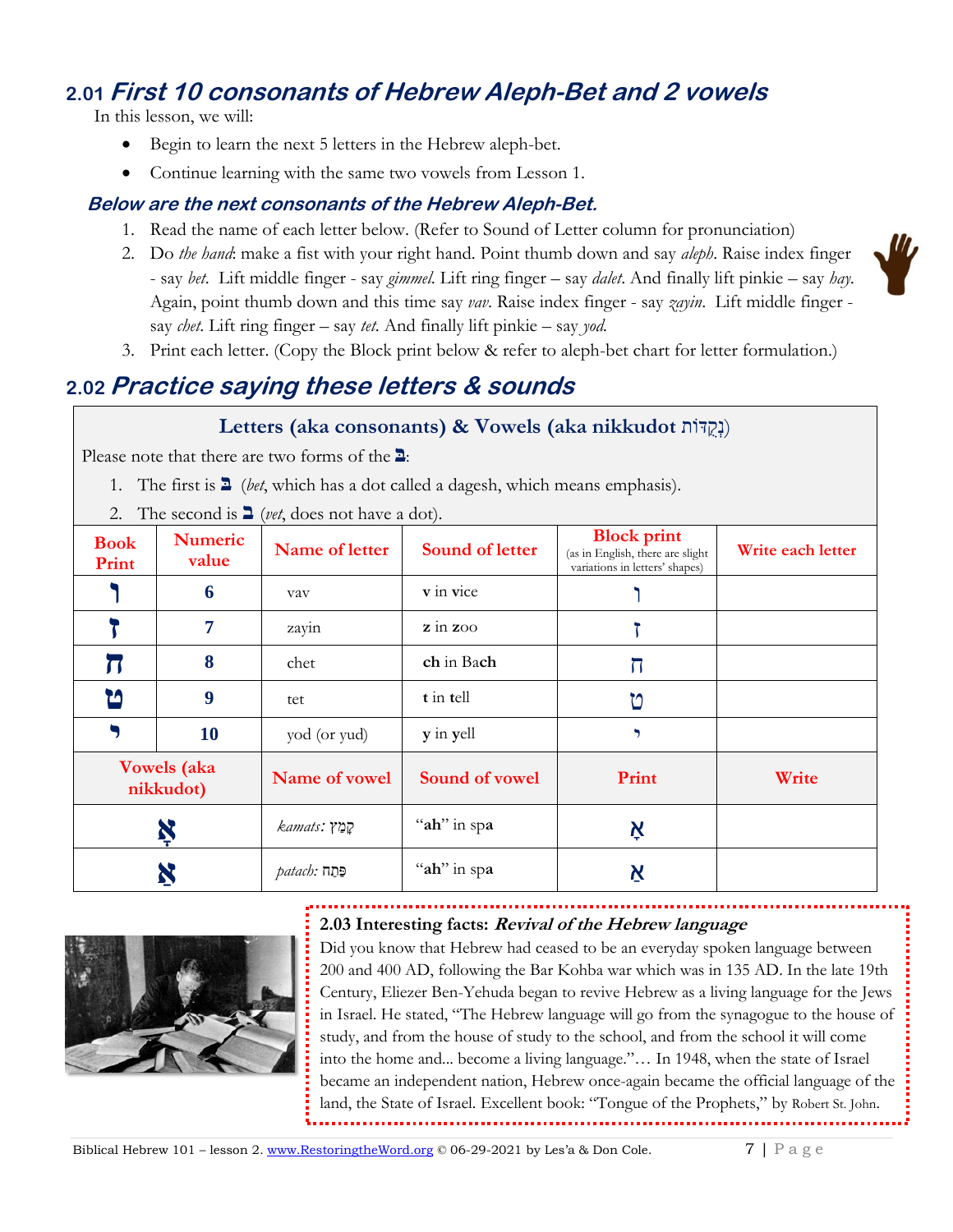## 2.01 *First 10 consonants of Hebrew Aleph-Bet and 2 vowels*

In this lesson, we will:

- Begin to learn the next 5 letters in the Hebrew aleph-bet.
- Continue learning with the same two vowels from Lesson 1.

### *Below are the next consonants of the Hebrew Aleph-Bet.*

1. Read the name of each letter below. (Refer to Sound of Letter column for pronunciation)
2. Do *the hand*: make a fist with your right hand. Point thumb down and say *aleph*. Raise index finger - say *bet*. Lift middle finger - say *gimmel*. Lift ring finger – say *dalet*. And finally lift pinkie – say *hay*. Again, point thumb down and this time say *vav*. Raise index finger - say *zayin*. Lift middle finger - say *chet*. Lift ring finger – say *tet*. And finally lift pinkie – say *yod*.
3. Print each letter. (Copy the Block print below & refer to aleph-bet chart for letter formulation.)

## 2.02 *Practice saying these letters & sounds*

**Letters (aka consonants) & Vowels (aka nikkudot נְקֻדּוֹת)**

Please note that there are two forms of the בּ:

1. The first is בּ (*bet*, which has a dot called a dagesh, which means emphasis).
2. The second is ב (*vet*, does not have a dot).

| Book Print | Numeric value | Name of letter | Sound of letter | Block print (as in English, there are slight variations in letters' shapes) | Write each letter |
|---|---|---|---|---|---|
| ו | 6 | vav | **v** in **v**ice | ו | |
| ז | 7 | zayin | **z** in **z**oo | ז | |
| ח | 8 | chet | **ch** in Ba**ch** | ח | |
| ט | 9 | tet | **t** in **t**ell | ט | |
| י | 10 | yod (or yud) | **y** in **y**ell | י | |
| **Vowels (aka nikkudot)** | | **Name of vowel** | **Sound of vowel** | **Print** | **Write** |
| אָ | | *kamats:* קָמָץ | "**ah**" in sp**a** | אָ | |
| אַ | | *patach:* פַּתַח | "**ah**" in sp**a** | אַ | |

**2.03 Interesting facts: *Revival of the Hebrew language***

Did you know that Hebrew had ceased to be an everyday spoken language between 200 and 400 AD, following the Bar Kohba war which was in 135 AD. In the late 19th Century, Eliezer Ben-Yehuda began to revive Hebrew as a living language for the Jews in Israel. He stated, "The Hebrew language will go from the synagogue to the house of study, and from the house of study to the school, and from the school it will come into the home and... become a living language."… In 1948, when the state of Israel became an independent nation, Hebrew once-again became the official language of the land, the State of Israel. Excellent book: "Tongue of the Prophets," by Robert St. John.

Biblical Hebrew 101 – lesson 2. www.RestoringtheWord.org © 06-29-2021 by Les'a & Don Cole.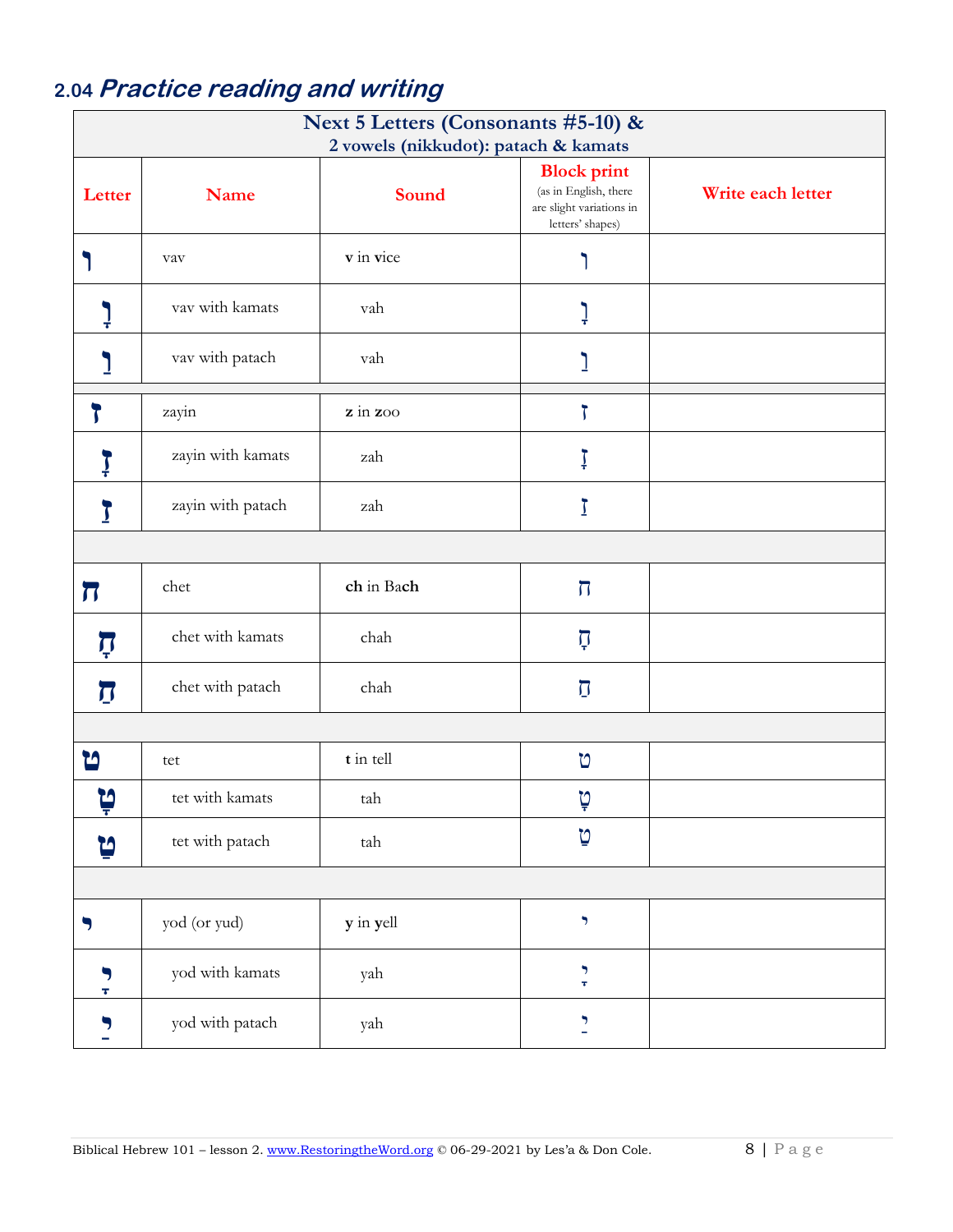## 2.04 *Practice reading and writing*

| **Next 5 Letters (Consonants #5-10) & 2 vowels (nikkudot): patach & kamats** | | | | |
|---|---|---|---|---|
| **Letter** | **Name** | **Sound** | **Block print** (as in English, there are slight variations in letters' shapes) | **Write each letter** |
| ו | vav | **v** in **v**ice | ו | |
| וָ | vav with kamats | vah | וָ | |
| וַ | vav with patach | vah | וַ | |
| | | | | |
| ז | zayin | **z** in **z**oo | ז | |
| זָ | zayin with kamats | zah | זָ | |
| זַ | zayin with patach | zah | זַ | |
| | | | | |
| ח | chet | **ch** in Ba**ch** | ח | |
| חָ | chet with kamats | chah | חָ | |
| חַ | chet with patach | chah | חַ | |
| | | | | |
| ט | tet | **t** in tell | ט | |
| טָ | tet with kamats | tah | טָ | |
| טַ | tet with patach | tah | טַ | |
| | | | | |
| י | yod (or yud) | **y** in **y**ell | י | |
| יָ | yod with kamats | yah | יָ | |
| יַ | yod with patach | yah | יַ | |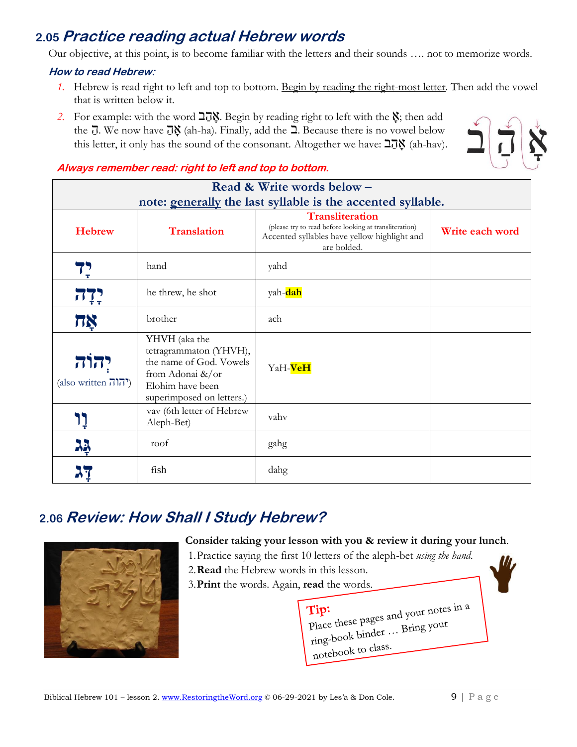## 2.05 *Practice reading actual Hebrew words*

Our objective, at this point, is to become familiar with the letters and their sounds …. not to memorize words.

### *How to read Hebrew:*

1. Hebrew is read right to left and top to bottom. Begin by reading the right-most letter. Then add the vowel that is written below it.
2. For example: with the word אָהַב. Begin by reading right to left with the אָ; then add the הַ. We now have אָהַ (ah-ha). Finally, add the ב. Because there is no vowel below this letter, it only has the sound of the consonant. Altogether we have: אָהַב (ah-hav).

***Always remember read: right to left and top to bottom.***

| Read & Write words below – note: generally the last syllable is the accented syllable. | | | |
|---|---|---|---|
| **Hebrew** | **Translation** | **Transliteration** (please try to read before looking at transliteration) Accented syllables have yellow highlight and are bolded. | **Write each word** |
| יָד | hand | yahd | |
| יָדָה | he threw, he shot | yah-**dah** | |
| אָח | brother | ach | |
| יְהוֹה (also written יהוה) | YHVH (aka the tetragrammaton (YHVH), the name of God. Vowels from Adonai &/or Elohim have been superimposed on letters.) | YaH-**VeH** | |
| וָו | vav (6th letter of Hebrew Aleph-Bet) | vahv | |
| גָּג | roof | gahg | |
| דָּג | fish | dahg | |

## 2.06 *Review: How Shall I Study Hebrew?*

**Consider taking your lesson with you & review it during your lunch**.

1. Practice saying the first 10 letters of the aleph-bet *using the hand*.
2. **Read** the Hebrew words in this lesson.
3. **Print** the words. Again, **read** the words.

**Tip:**
Place these pages and your notes in a ring-book binder … Bring your notebook to class.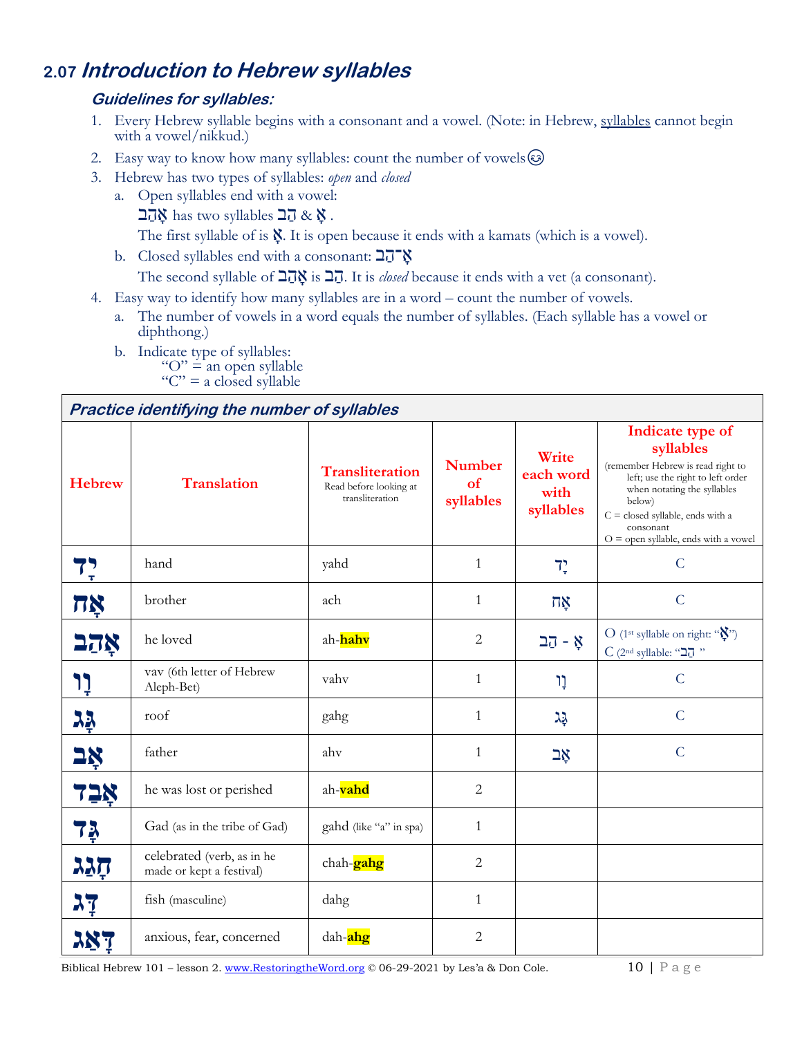## 2.07 *Introduction to Hebrew syllables*

### *Guidelines for syllables:*

1. Every Hebrew syllable begins with a consonant and a vowel. (Note: in Hebrew, syllables cannot begin with a vowel/nikkud.)
2. Easy way to know how many syllables: count the number of vowels😊
3. Hebrew has two types of syllables: *open* and *closed*
   a. Open syllables end with a vowel:
      אָהַב has two syllables הַב & אָ .
      The first syllable of is אָ. It is open because it ends with a kamats (which is a vowel).
   b. Closed syllables end with a consonant: אָ־הַב
      The second syllable of אָהַב is הַב. It is *closed* because it ends with a vet (a consonant).
4. Easy way to identify how many syllables are in a word – count the number of vowels.
   a. The number of vowels in a word equals the number of syllables. (Each syllable has a vowel or diphthong.)
   b. Indicate type of syllables:
      "O" = an open syllable
      "C" = a closed syllable

| ***Practice identifying the number of syllables*** | | | | | |
|---|---|---|---|---|---|
| **Hebrew** | **Translation** | **Transliteration** Read before looking at transliteration | **Number of syllables** | **Write each word with syllables** | **Indicate type of syllables** (remember Hebrew is read right to left; use the right to left order when notating the syllables below) C = closed syllable, ends with a consonant O = open syllable, ends with a vowel |
| יָד | hand | yahd | 1 | יָד | C |
| אָח | brother | ach | 1 | אָח | C |
| אָהַב | he loved | ah-**hahv** | 2 | אָ - הַב | O (1st syllable on right: "אָ") C (2nd syllable: "הַב") |
| וָו | vav (6th letter of Hebrew Aleph-Bet) | vahv | 1 | וָו | C |
| גָּג | roof | gahg | 1 | גָּג | C |
| אָב | father | ahv | 1 | אָב | C |
| אָבַד | he was lost or perished | ah-**vahd** | 2 | | |
| גָּד | Gad (as in the tribe of Gad) | gahd (like "a" in spa) | 1 | | |
| חָגַג | celebrated (verb, as in he made or kept a festival) | chah-**gahg** | 2 | | |
| דָּג | fish (masculine) | dahg | 1 | | |
| דָּאַג | anxious, fear, concerned | dah-**ahg** | 2 | | |

Biblical Hebrew 101 – lesson 2. www.RestoringtheWord.org © 06-29-2021 by Les'a & Don Cole.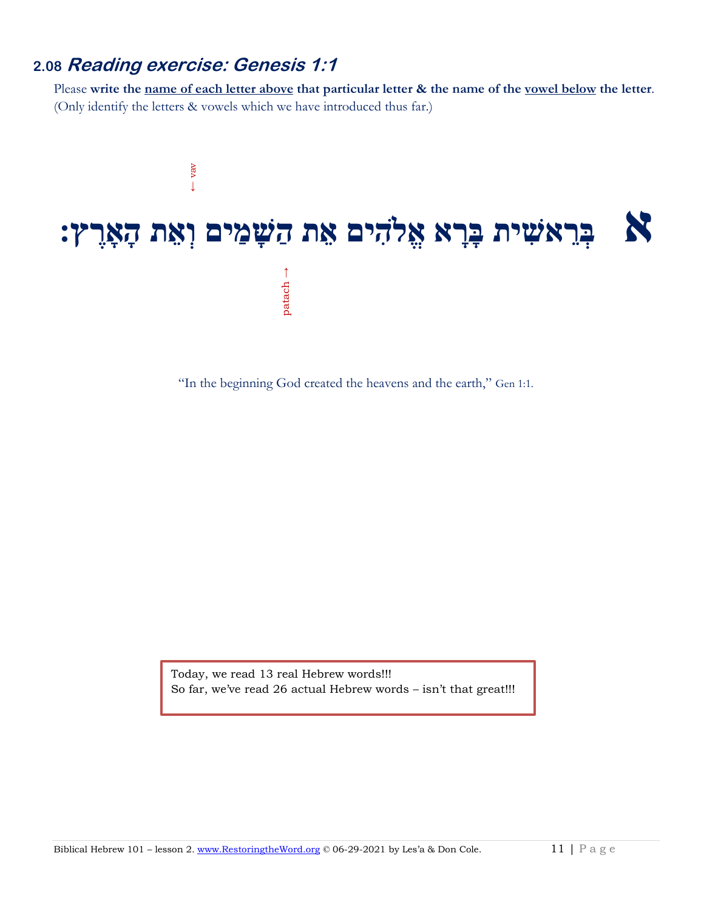## 2.08 *Reading exercise: Genesis 1:1*

Please **write the <u>name of each letter above</u> that particular letter & the name of the <u>vowel below</u> the letter**. (Only identify the letters & vowels which we have introduced thus far.)

← vav

**א   בְּרֵאשִׁית בָּרָא אֱלֹהִים אֵת הַשָּׁמַיִם וְאֵת הָאָרֶץ:**

patach →

"In the beginning God created the heavens and the earth," Gen 1:1.

Today, we read 13 real Hebrew words!!!
So far, we've read 26 actual Hebrew words – isn't that great!!!